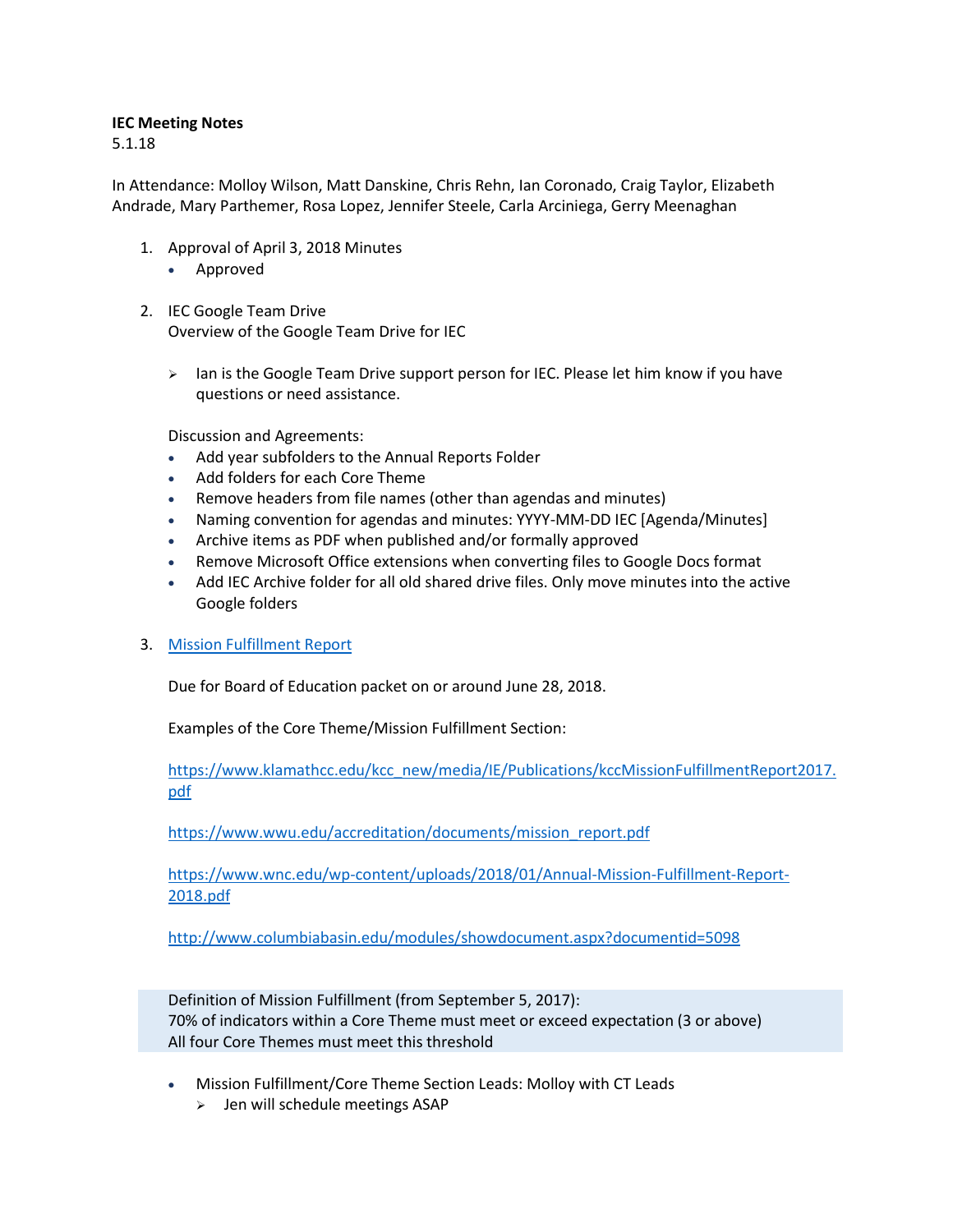**IEC Meeting Notes**
5.1.18

In Attendance: Molloy Wilson, Matt Danskine, Chris Rehn, Ian Coronado, Craig Taylor, Elizabeth Andrade, Mary Parthemer, Rosa Lopez, Jennifer Steele, Carla Arciniega, Gerry Meenaghan

1. Approval of April 3, 2018 Minutes
   - Approved

2. IEC Google Team Drive
   Overview of the Google Team Drive for IEC

   - Ian is the Google Team Drive support person for IEC. Please let him know if you have questions or need assistance.

   Discussion and Agreements:
   - Add year subfolders to the Annual Reports Folder
   - Add folders for each Core Theme
   - Remove headers from file names (other than agendas and minutes)
   - Naming convention for agendas and minutes: YYYY-MM-DD IEC [Agenda/Minutes]
   - Archive items as PDF when published and/or formally approved
   - Remove Microsoft Office extensions when converting files to Google Docs format
   - Add IEC Archive folder for all old shared drive files. Only move minutes into the active Google folders

3. [Mission Fulfillment Report]()

   Due for Board of Education packet on or around June 28, 2018.

   Examples of the Core Theme/Mission Fulfillment Section:

   https://www.klamathcc.edu/kcc_new/media/IE/Publications/kccMissionFulfillmentReport2017.pdf

   https://www.wwu.edu/accreditation/documents/mission_report.pdf

   https://www.wnc.edu/wp-content/uploads/2018/01/Annual-Mission-Fulfillment-Report-2018.pdf

   http://www.columbiabasin.edu/modules/showdocument.aspx?documentid=5098

   Definition of Mission Fulfillment (from September 5, 2017):
   70% of indicators within a Core Theme must meet or exceed expectation (3 or above)
   All four Core Themes must meet this threshold

   - Mission Fulfillment/Core Theme Section Leads: Molloy with CT Leads
     - Jen will schedule meetings ASAP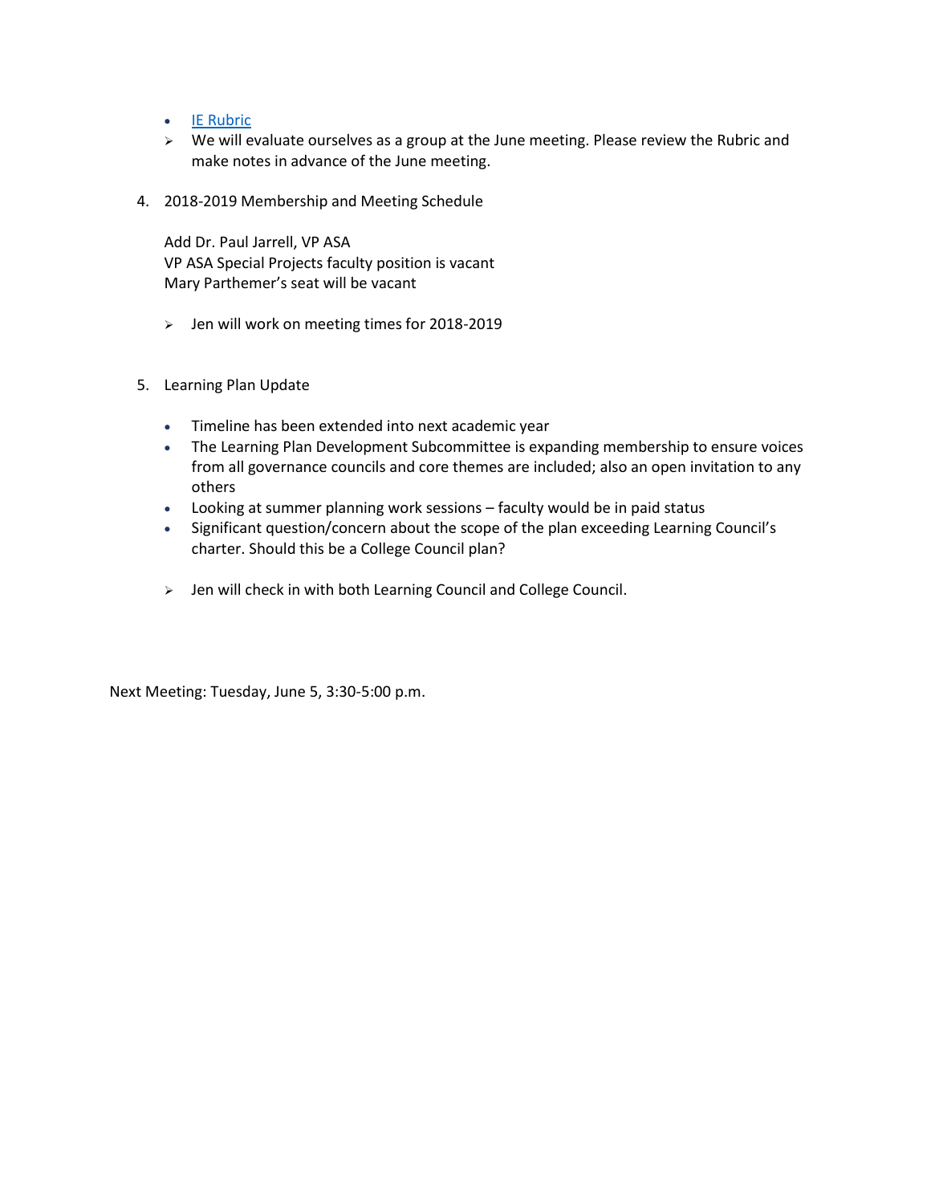- [IE Rubric]
  - ➢ We will evaluate ourselves as a group at the June meeting. Please review the Rubric and make notes in advance of the June meeting.

4. 2018-2019 Membership and Meeting Schedule

   Add Dr. Paul Jarrell, VP ASA
   VP ASA Special Projects faculty position is vacant
   Mary Parthemer's seat will be vacant

   - ➢ Jen will work on meeting times for 2018-2019

5. Learning Plan Update

   - Timeline has been extended into next academic year
   - The Learning Plan Development Subcommittee is expanding membership to ensure voices from all governance councils and core themes are included; also an open invitation to any others
   - Looking at summer planning work sessions – faculty would be in paid status
   - Significant question/concern about the scope of the plan exceeding Learning Council's charter. Should this be a College Council plan?

   - ➢ Jen will check in with both Learning Council and College Council.

Next Meeting: Tuesday, June 5, 3:30-5:00 p.m.